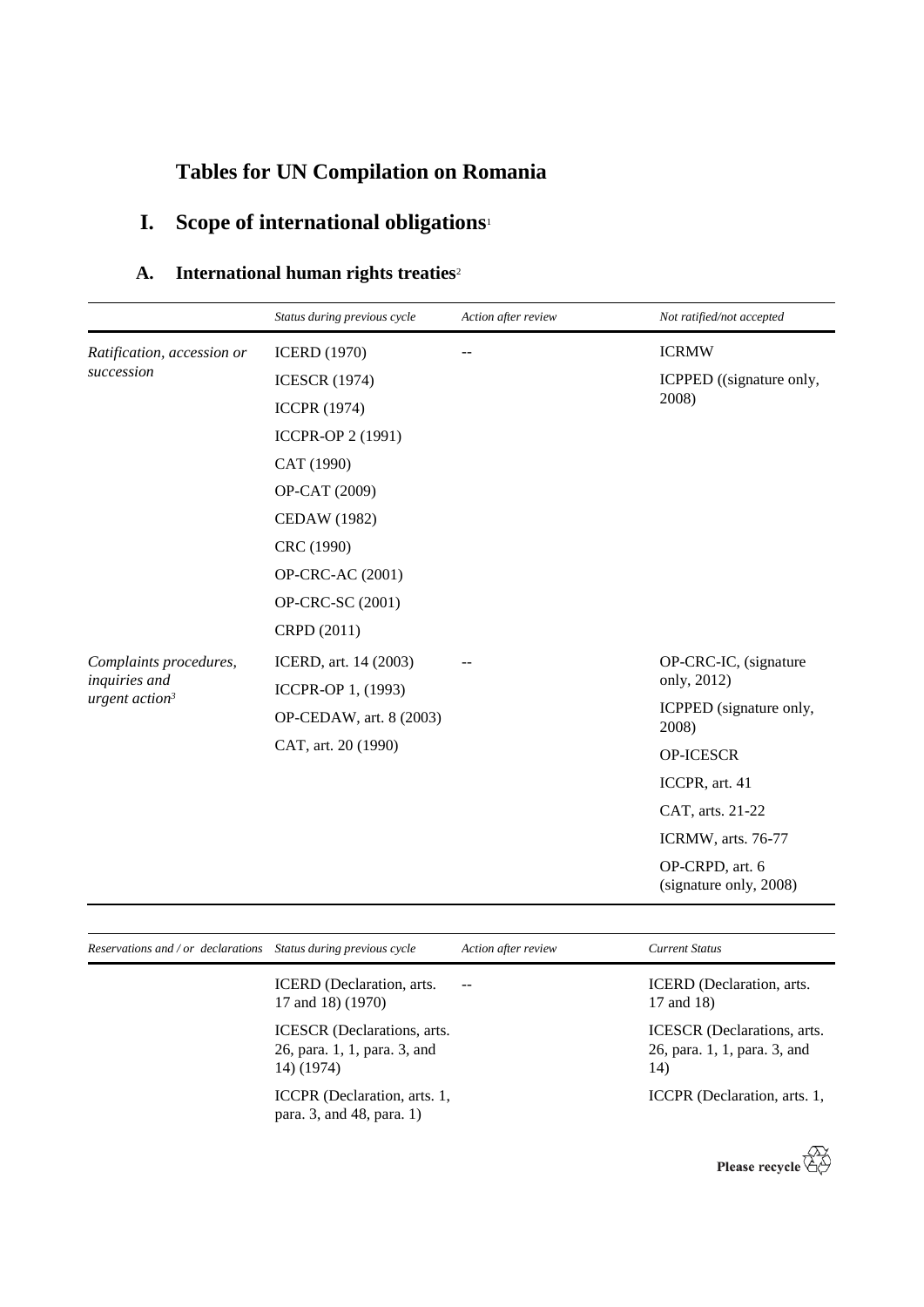# Tables for UN Compilation on Romania

## I. Scope of international obligations[1]

### A. International human rights treaties[2]

| | *Status during previous cycle* | *Action after review* | *Not ratified/not accepted* |
|---|---|---|---|
| *Ratification, accession or succession* | ICERD (1970)<br>ICESCR (1974)<br>ICCPR (1974)<br>ICCPR-OP 2 (1991)<br>CAT (1990)<br>OP-CAT (2009)<br>CEDAW (1982)<br>CRC (1990)<br>OP-CRC-AC (2001)<br>OP-CRC-SC (2001)<br>CRPD (2011) | -- | ICRMW<br>ICPPED ((signature only, 2008) |
| *Complaints procedures, inquiries and urgent action[3]* | ICERD, art. 14 (2003)<br>ICCPR-OP 1, (1993)<br>OP-CEDAW, art. 8 (2003)<br>CAT, art. 20 (1990) | -- | OP-CRC-IC, (signature only, 2012)<br>ICPPED (signature only, 2008)<br>OP-ICESCR<br>ICCPR, art. 41<br>CAT, arts. 21-22<br>ICRMW, arts. 76-77<br>OP-CRPD, art. 6 (signature only, 2008) |

| *Reservations and / or declarations* | *Status during previous cycle* | *Action after review* | *Current Status* |
|---|---|---|---|
| | ICERD (Declaration, arts. 17 and 18) (1970)<br>ICESCR (Declarations, arts. 26, para. 1, 1, para. 3, and 14) (1974)<br>ICCPR (Declaration, arts. 1, para. 3, and 48, para. 1) | -- | ICERD (Declaration, arts. 17 and 18)<br>ICESCR (Declarations, arts. 26, para. 1, 1, para. 3, and 14)<br>ICCPR (Declaration, arts. 1, |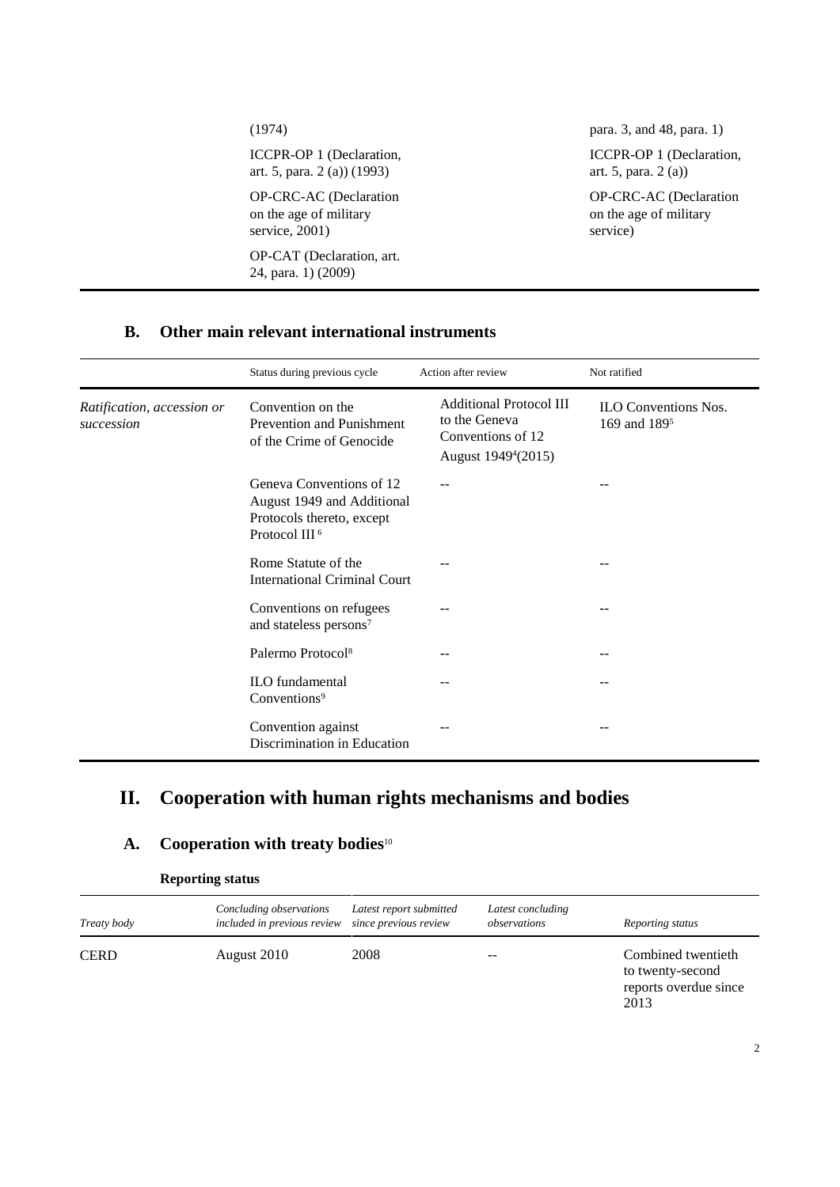| | | | |
|---|---|---|---|
| | (1974) | | para. 3, and 48, para. 1) |
| | ICCPR-OP 1 (Declaration, art. 5, para. 2 (a)) (1993) | | ICCPR-OP 1 (Declaration, art. 5, para. 2 (a)) |
| | OP-CRC-AC (Declaration on the age of military service, 2001) | | OP-CRC-AC (Declaration on the age of military service) |
| | OP-CAT (Declaration, art. 24, para. 1) (2009) | | |

## B. Other main relevant international instruments

| | Status during previous cycle | Action after review | Not ratified |
|---|---|---|---|
| *Ratification, accession or succession* | Convention on the Prevention and Punishment of the Crime of Genocide | Additional Protocol III to the Geneva Conventions of 12 August 1949[4](2015) | ILO Conventions Nos. 169 and 189[5] |
| | Geneva Conventions of 12 August 1949 and Additional Protocols thereto, except Protocol III [6] | -- | -- |
| | Rome Statute of the International Criminal Court | -- | -- |
| | Conventions on refugees and stateless persons[7] | -- | -- |
| | Palermo Protocol[8] | -- | -- |
| | ILO fundamental Conventions[9] | -- | -- |
| | Convention against Discrimination in Education | -- | -- |

# II. Cooperation with human rights mechanisms and bodies

## A. Cooperation with treaty bodies[10]

### Reporting status

| *Treaty body* | *Concluding observations included in previous review* | *Latest report submitted since previous review* | *Latest concluding observations* | *Reporting status* |
|---|---|---|---|---|
| CERD | August 2010 | 2008 | -- | Combined twentieth to twenty-second reports overdue since 2013 |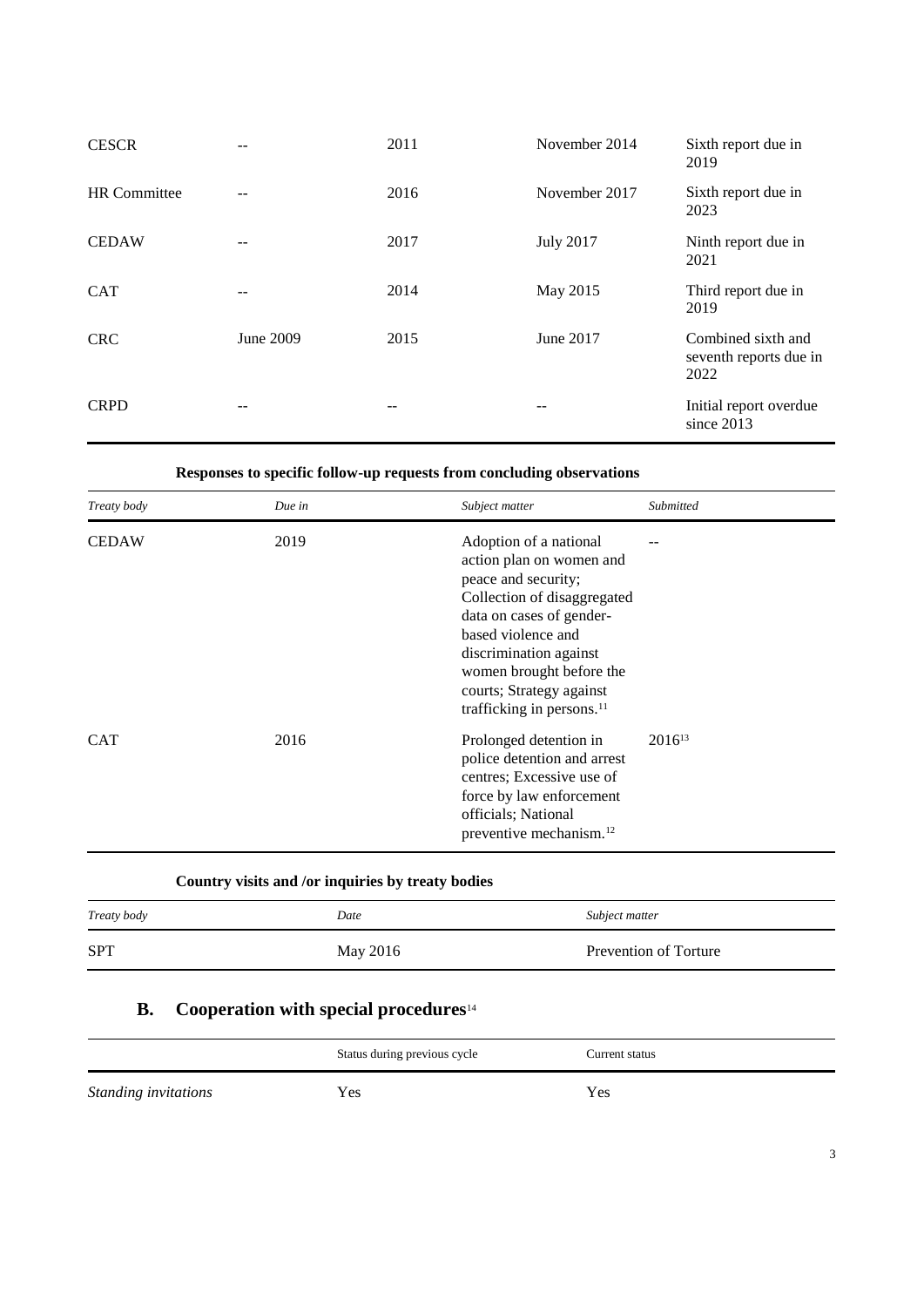| | | | | |
|---|---|---|---|---|
| CESCR | -- | 2011 | November 2014 | Sixth report due in 2019 |
| HR Committee | -- | 2016 | November 2017 | Sixth report due in 2023 |
| CEDAW | -- | 2017 | July 2017 | Ninth report due in 2021 |
| CAT | -- | 2014 | May 2015 | Third report due in 2019 |
| CRC | June 2009 | 2015 | June 2017 | Combined sixth and seventh reports due in 2022 |
| CRPD | -- | -- | -- | Initial report overdue since 2013 |

**Responses to specific follow-up requests from concluding observations**

| *Treaty body* | *Due in* | *Subject matter* | *Submitted* |
|---|---|---|---|
| CEDAW | 2019 | Adoption of a national action plan on women and peace and security; Collection of disaggregated data on cases of gender-based violence and discrimination against women brought before the courts; Strategy against trafficking in persons.[11] | -- |
| CAT | 2016 | Prolonged detention in police detention and arrest centres; Excessive use of force by law enforcement officials; National preventive mechanism.[12] | 2016[13] |

**Country visits and /or inquiries by treaty bodies**

| *Treaty body* | *Date* | *Subject matter* |
|---|---|---|
| SPT | May 2016 | Prevention of Torture |

## B. Cooperation with special procedures[14]

| | Status during previous cycle | Current status |
|---|---|---|
| *Standing invitations* | Yes | Yes |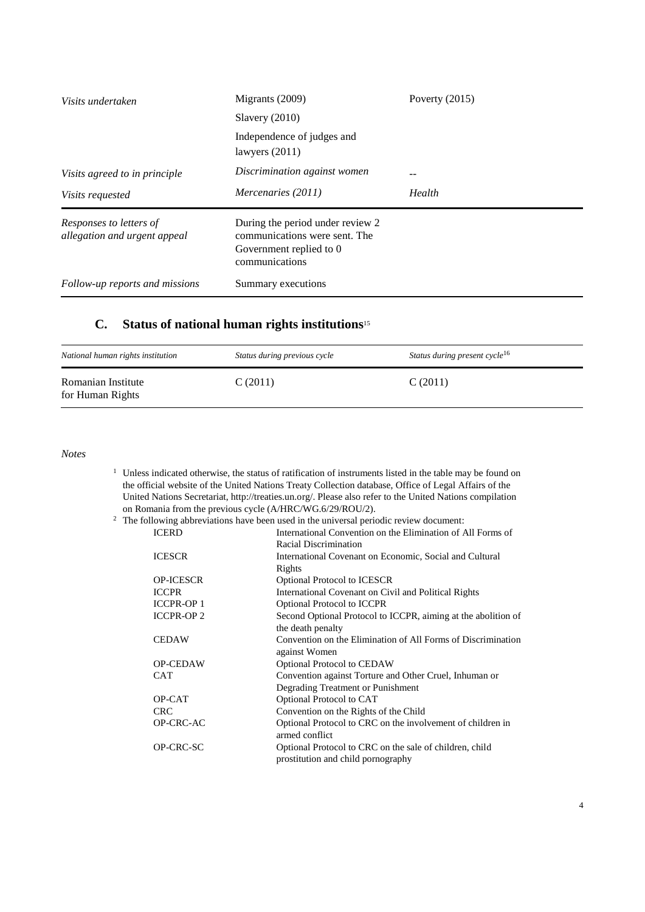| | | |
|---|---|---|
| *Visits undertaken* | Migrants (2009) | Poverty (2015) |
| | Slavery (2010) | |
| | Independence of judges and lawyers (2011) | |
| *Visits agreed to in principle* | *Discrimination against women* | -- |
| *Visits requested* | *Mercenaries (2011)* | *Health* |
| *Responses to letters of allegation and urgent appeal* | During the period under review 2 communications were sent. The Government replied to 0 communications | |
| *Follow-up reports and missions* | Summary executions | |

## C. Status of national human rights institutions[15]

| *National human rights institution* | *Status during previous cycle* | *Status during present cycle*[16] |
|---|---|---|
| Romanian Institute for Human Rights | C (2011) | C (2011) |

*Notes*

[1] Unless indicated otherwise, the status of ratification of instruments listed in the table may be found on the official website of the United Nations Treaty Collection database, Office of Legal Affairs of the United Nations Secretariat, http://treaties.un.org/. Please also refer to the United Nations compilation on Romania from the previous cycle (A/HRC/WG.6/29/ROU/2).

[2] The following abbreviations have been used in the universal periodic review document:

| | |
|---|---|
| ICERD | International Convention on the Elimination of All Forms of Racial Discrimination |
| ICESCR | International Covenant on Economic, Social and Cultural Rights |
| OP-ICESCR | Optional Protocol to ICESCR |
| ICCPR | International Covenant on Civil and Political Rights |
| ICCPR-OP 1 | Optional Protocol to ICCPR |
| ICCPR-OP 2 | Second Optional Protocol to ICCPR, aiming at the abolition of the death penalty |
| CEDAW | Convention on the Elimination of All Forms of Discrimination against Women |
| OP-CEDAW | Optional Protocol to CEDAW |
| CAT | Convention against Torture and Other Cruel, Inhuman or Degrading Treatment or Punishment |
| OP-CAT | Optional Protocol to CAT |
| CRC | Convention on the Rights of the Child |
| OP-CRC-AC | Optional Protocol to CRC on the involvement of children in armed conflict |
| OP-CRC-SC | Optional Protocol to CRC on the sale of children, child prostitution and child pornography |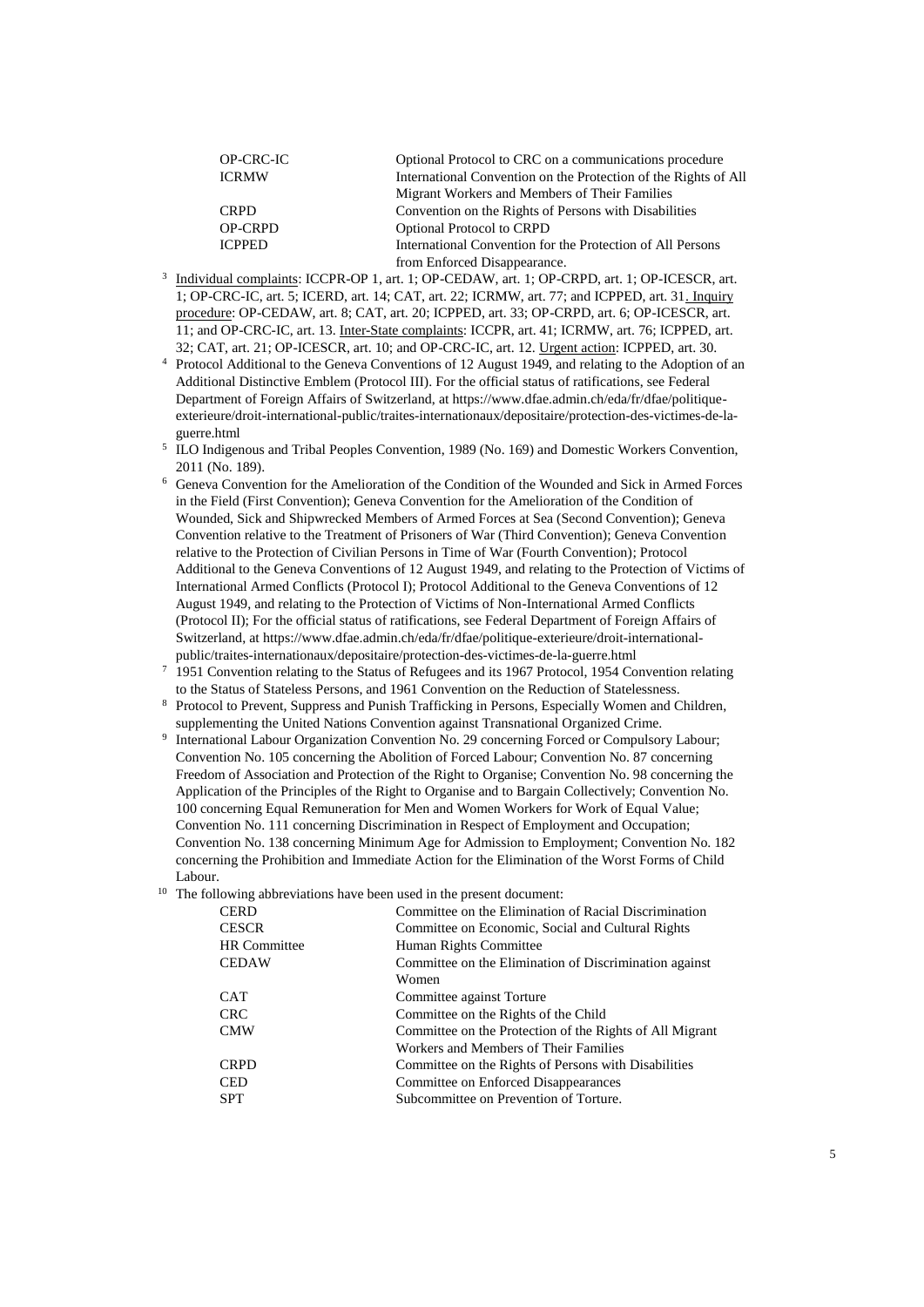| | |
|---|---|
| OP-CRC-IC | Optional Protocol to CRC on a communications procedure |
| ICRMW | International Convention on the Protection of the Rights of All Migrant Workers and Members of Their Families |
| CRPD | Convention on the Rights of Persons with Disabilities |
| OP-CRPD | Optional Protocol to CRPD |
| ICPPED | International Convention for the Protection of All Persons from Enforced Disappearance. |

[3] Individual complaints: ICCPR-OP 1, art. 1; OP-CEDAW, art. 1; OP-CRPD, art. 1; OP-ICESCR, art. 1; OP-CRC-IC, art. 5; ICERD, art. 14; CAT, art. 22; ICRMW, art. 77; and ICPPED, art. 31. Inquiry procedure: OP-CEDAW, art. 8; CAT, art. 20; ICPPED, art. 33; OP-CRPD, art. 6; OP-ICESCR, art. 11; and OP-CRC-IC, art. 13. Inter-State complaints: ICCPR, art. 41; ICRMW, art. 76; ICPPED, art. 32; CAT, art. 21; OP-ICESCR, art. 10; and OP-CRC-IC, art. 12. Urgent action: ICPPED, art. 30.

[4] Protocol Additional to the Geneva Conventions of 12 August 1949, and relating to the Adoption of an Additional Distinctive Emblem (Protocol III). For the official status of ratifications, see Federal Department of Foreign Affairs of Switzerland, at https://www.dfae.admin.ch/eda/fr/dfae/politique-exterieure/droit-international-public/traites-internationaux/depositaire/protection-des-victimes-de-la-guerre.html

[5] ILO Indigenous and Tribal Peoples Convention, 1989 (No. 169) and Domestic Workers Convention, 2011 (No. 189).

[6] Geneva Convention for the Amelioration of the Condition of the Wounded and Sick in Armed Forces in the Field (First Convention); Geneva Convention for the Amelioration of the Condition of Wounded, Sick and Shipwrecked Members of Armed Forces at Sea (Second Convention); Geneva Convention relative to the Treatment of Prisoners of War (Third Convention); Geneva Convention relative to the Protection of Civilian Persons in Time of War (Fourth Convention); Protocol Additional to the Geneva Conventions of 12 August 1949, and relating to the Protection of Victims of International Armed Conflicts (Protocol I); Protocol Additional to the Geneva Conventions of 12 August 1949, and relating to the Protection of Victims of Non-International Armed Conflicts (Protocol II); For the official status of ratifications, see Federal Department of Foreign Affairs of Switzerland, at https://www.dfae.admin.ch/eda/fr/dfae/politique-exterieure/droit-international-public/traites-internationaux/depositaire/protection-des-victimes-de-la-guerre.html

[7] 1951 Convention relating to the Status of Refugees and its 1967 Protocol, 1954 Convention relating to the Status of Stateless Persons, and 1961 Convention on the Reduction of Statelessness.

[8] Protocol to Prevent, Suppress and Punish Trafficking in Persons, Especially Women and Children, supplementing the United Nations Convention against Transnational Organized Crime.

[9] International Labour Organization Convention No. 29 concerning Forced or Compulsory Labour; Convention No. 105 concerning the Abolition of Forced Labour; Convention No. 87 concerning Freedom of Association and Protection of the Right to Organise; Convention No. 98 concerning the Application of the Principles of the Right to Organise and to Bargain Collectively; Convention No. 100 concerning Equal Remuneration for Men and Women Workers for Work of Equal Value; Convention No. 111 concerning Discrimination in Respect of Employment and Occupation; Convention No. 138 concerning Minimum Age for Admission to Employment; Convention No. 182 concerning the Prohibition and Immediate Action for the Elimination of the Worst Forms of Child Labour.

[10] The following abbreviations have been used in the present document:

| | |
|---|---|
| CERD | Committee on the Elimination of Racial Discrimination |
| CESCR | Committee on Economic, Social and Cultural Rights |
| HR Committee | Human Rights Committee |
| CEDAW | Committee on the Elimination of Discrimination against Women |
| CAT | Committee against Torture |
| CRC | Committee on the Rights of the Child |
| CMW | Committee on the Protection of the Rights of All Migrant Workers and Members of Their Families |
| CRPD | Committee on the Rights of Persons with Disabilities |
| CED | Committee on Enforced Disappearances |
| SPT | Subcommittee on Prevention of Torture. |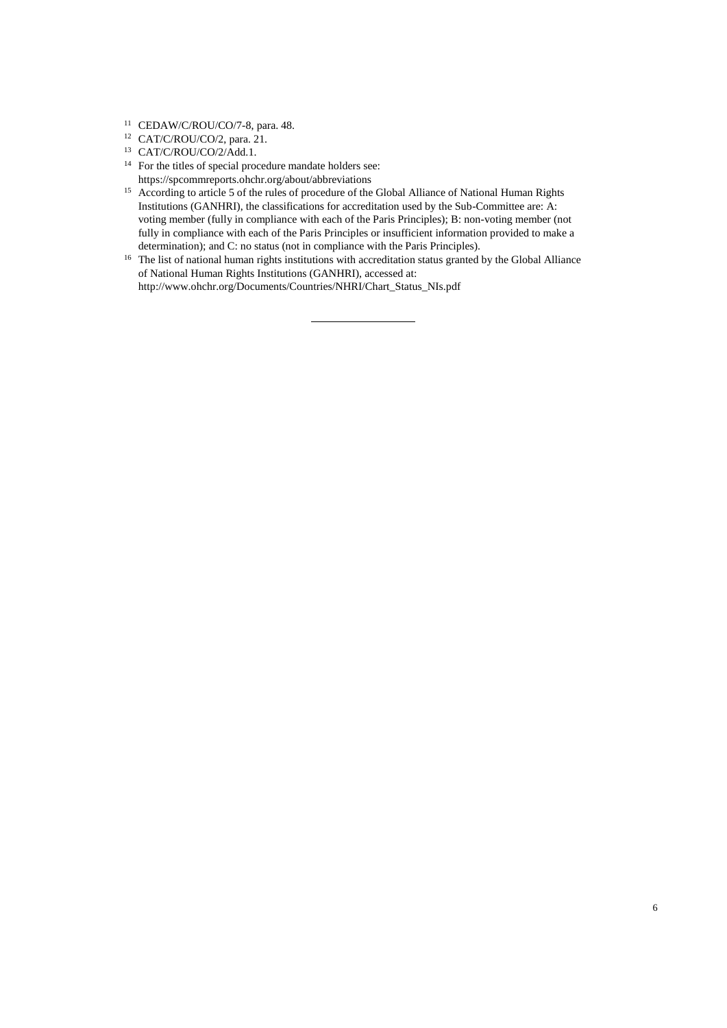[11] CEDAW/C/ROU/CO/7-8, para. 48.

[12] CAT/C/ROU/CO/2, para. 21.

[13] CAT/C/ROU/CO/2/Add.1.

[14] For the titles of special procedure mandate holders see: https://spcommreports.ohchr.org/about/abbreviations

[15] According to article 5 of the rules of procedure of the Global Alliance of National Human Rights Institutions (GANHRI), the classifications for accreditation used by the Sub-Committee are: A: voting member (fully in compliance with each of the Paris Principles); B: non-voting member (not fully in compliance with each of the Paris Principles or insufficient information provided to make a determination); and C: no status (not in compliance with the Paris Principles).

[16] The list of national human rights institutions with accreditation status granted by the Global Alliance of National Human Rights Institutions (GANHRI), accessed at: http://www.ohchr.org/Documents/Countries/NHRI/Chart_Status_NIs.pdf